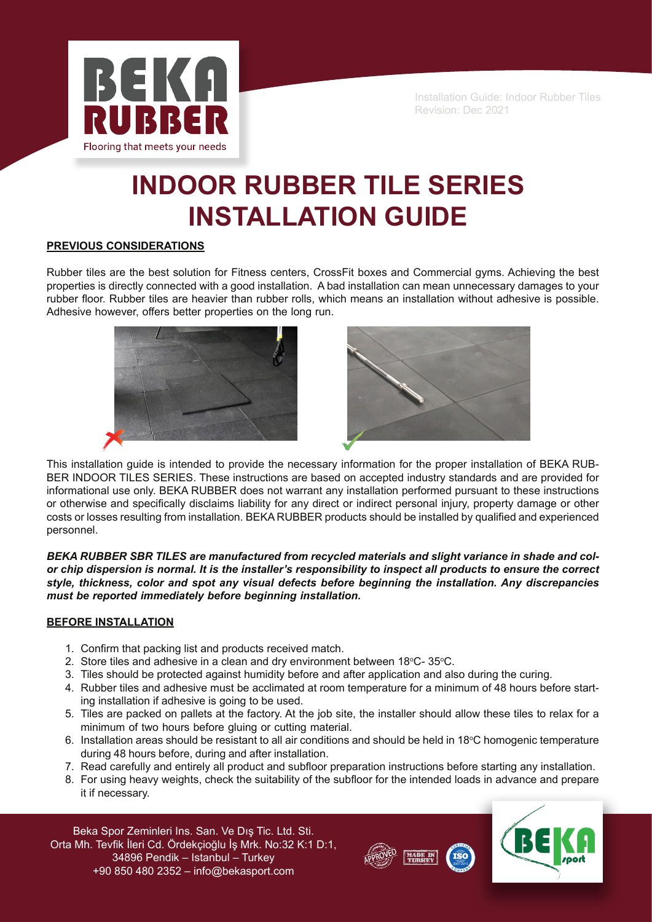Installation Guide: Indoor Rubber Tiles
Revision: Dec 2021

# INDOOR RUBBER TILE SERIES INSTALLATION GUIDE

## PREVIOUS CONSIDERATIONS

Rubber tiles are the best solution for Fitness centers, CrossFit boxes and Commercial gyms. Achieving the best properties is directly connected with a good installation. A bad installation can mean unnecessary damages to your rubber floor. Rubber tiles are heavier than rubber rolls, which means an installation without adhesive is possible. Adhesive however, offers better properties on the long run.

This installation guide is intended to provide the necessary information for the proper installation of BEKA RUBBER INDOOR TILES SERIES. These instructions are based on accepted industry standards and are provided for informational use only. BEKA RUBBER does not warrant any installation performed pursuant to these instructions or otherwise and specifically disclaims liability for any direct or indirect personal injury, property damage or other costs or losses resulting from installation. BEKA RUBBER products should be installed by qualified and experienced personnel.

***BEKA RUBBER SBR TILES are manufactured from recycled materials and slight variance in shade and color chip dispersion is normal. It is the installer's responsibility to inspect all products to ensure the correct style, thickness, color and spot any visual defects before beginning the installation. Any discrepancies must be reported immediately before beginning installation.***

## BEFORE INSTALLATION

1. Confirm that packing list and products received match.
2. Store tiles and adhesive in a clean and dry environment between 18°C- 35°C.
3. Tiles should be protected against humidity before and after application and also during the curing.
4. Rubber tiles and adhesive must be acclimated at room temperature for a minimum of 48 hours before starting installation if adhesive is going to be used.
5. Tiles are packed on pallets at the factory. At the job site, the installer should allow these tiles to relax for a minimum of two hours before gluing or cutting material.
6. Installation areas should be resistant to all air conditions and should be held in 18°C homogenic temperature during 48 hours before, during and after installation.
7. Read carefully and entirely all product and subfloor preparation instructions before starting any installation.
8. For using heavy weights, check the suitability of the subfloor for the intended loads in advance and prepare it if necessary.

Beka Spor Zeminleri Ins. San. Ve Dış Tic. Ltd. Sti.
Orta Mh. Tevfik İleri Cd. Ördekçioğlu İş Mrk. No:32 K:1 D:1,
34896 Pendik – Istanbul – Turkey
+90 850 480 2352 – info@bekasport.com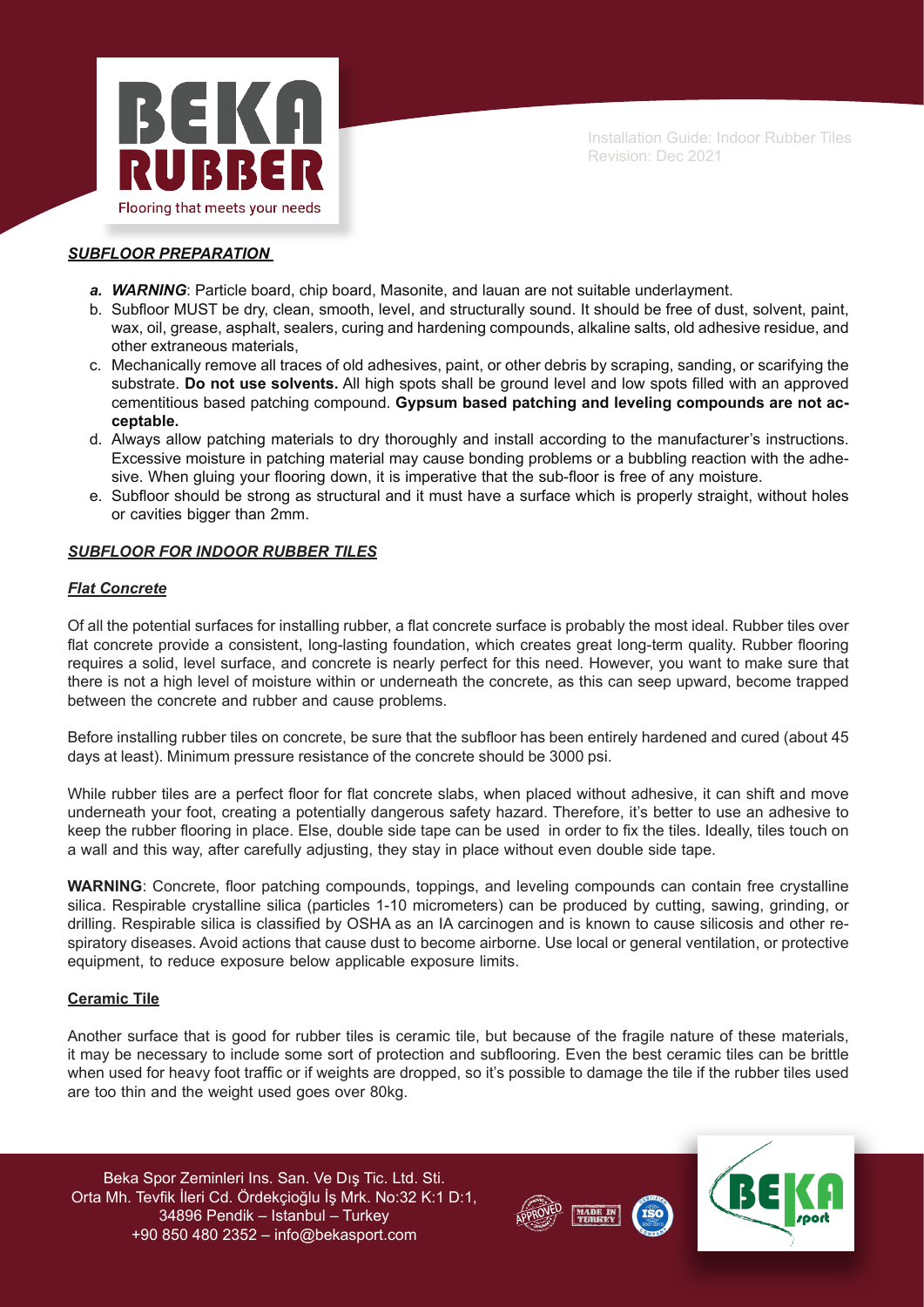## ***SUBFLOOR PREPARATION***

- a. ***WARNING***: Particle board, chip board, Masonite, and lauan are not suitable underlayment.
- b. Subfloor MUST be dry, clean, smooth, level, and structurally sound. It should be free of dust, solvent, paint, wax, oil, grease, asphalt, sealers, curing and hardening compounds, alkaline salts, old adhesive residue, and other extraneous materials,
- c. Mechanically remove all traces of old adhesives, paint, or other debris by scraping, sanding, or scarifying the substrate. **Do not use solvents.** All high spots shall be ground level and low spots filled with an approved cementitious based patching compound. **Gypsum based patching and leveling compounds are not acceptable.**
- d. Always allow patching materials to dry thoroughly and install according to the manufacturer's instructions. Excessive moisture in patching material may cause bonding problems or a bubbling reaction with the adhesive. When gluing your flooring down, it is imperative that the sub-floor is free of any moisture.
- e. Subfloor should be strong as structural and it must have a surface which is properly straight, without holes or cavities bigger than 2mm.

## ***SUBFLOOR FOR INDOOR RUBBER TILES***

### ***Flat Concrete***

Of all the potential surfaces for installing rubber, a flat concrete surface is probably the most ideal. Rubber tiles over flat concrete provide a consistent, long-lasting foundation, which creates great long-term quality. Rubber flooring requires a solid, level surface, and concrete is nearly perfect for this need. However, you want to make sure that there is not a high level of moisture within or underneath the concrete, as this can seep upward, become trapped between the concrete and rubber and cause problems.

Before installing rubber tiles on concrete, be sure that the subfloor has been entirely hardened and cured (about 45 days at least). Minimum pressure resistance of the concrete should be 3000 psi.

While rubber tiles are a perfect floor for flat concrete slabs, when placed without adhesive, it can shift and move underneath your foot, creating a potentially dangerous safety hazard. Therefore, it's better to use an adhesive to keep the rubber flooring in place. Else, double side tape can be used in order to fix the tiles. Ideally, tiles touch on a wall and this way, after carefully adjusting, they stay in place without even double side tape.

**WARNING**: Concrete, floor patching compounds, toppings, and leveling compounds can contain free crystalline silica. Respirable crystalline silica (particles 1-10 micrometers) can be produced by cutting, sawing, grinding, or drilling. Respirable silica is classified by OSHA as an IA carcinogen and is known to cause silicosis and other respiratory diseases. Avoid actions that cause dust to become airborne. Use local or general ventilation, or protective equipment, to reduce exposure below applicable exposure limits.

### **Ceramic Tile**

Another surface that is good for rubber tiles is ceramic tile, but because of the fragile nature of these materials, it may be necessary to include some sort of protection and subflooring. Even the best ceramic tiles can be brittle when used for heavy foot traffic or if weights are dropped, so it's possible to damage the tile if the rubber tiles used are too thin and the weight used goes over 80kg.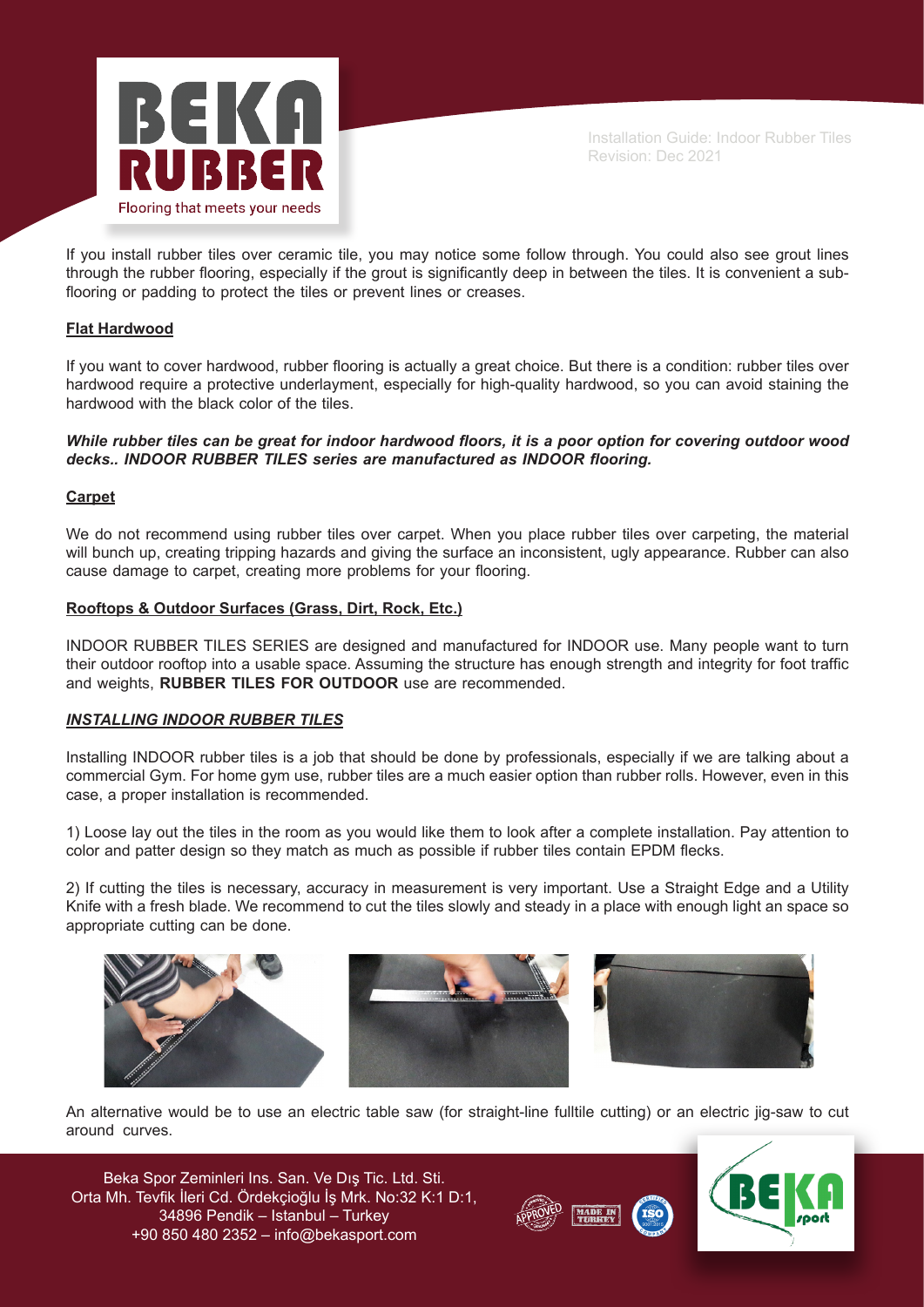If you install rubber tiles over ceramic tile, you may notice some follow through. You could also see grout lines through the rubber flooring, especially if the grout is significantly deep in between the tiles. It is convenient a sub-flooring or padding to protect the tiles or prevent lines or creases.

**Flat Hardwood**

If you want to cover hardwood, rubber flooring is actually a great choice. But there is a condition: rubber tiles over hardwood require a protective underlayment, especially for high-quality hardwood, so you can avoid staining the hardwood with the black color of the tiles.

***While rubber tiles can be great for indoor hardwood floors, it is a poor option for covering outdoor wood decks.. INDOOR RUBBER TILES series are manufactured as INDOOR flooring.***

**Carpet**

We do not recommend using rubber tiles over carpet. When you place rubber tiles over carpeting, the material will bunch up, creating tripping hazards and giving the surface an inconsistent, ugly appearance. Rubber can also cause damage to carpet, creating more problems for your flooring.

**Rooftops & Outdoor Surfaces (Grass, Dirt, Rock, Etc.)**

INDOOR RUBBER TILES SERIES are designed and manufactured for INDOOR use. Many people want to turn their outdoor rooftop into a usable space. Assuming the structure has enough strength and integrity for foot traffic and weights, **RUBBER TILES FOR OUTDOOR** use are recommended.

***INSTALLING INDOOR RUBBER TILES***

Installing INDOOR rubber tiles is a job that should be done by professionals, especially if we are talking about a commercial Gym. For home gym use, rubber tiles are a much easier option than rubber rolls. However, even in this case, a proper installation is recommended.

1) Loose lay out the tiles in the room as you would like them to look after a complete installation. Pay attention to color and patter design so they match as much as possible if rubber tiles contain EPDM flecks.

2) If cutting the tiles is necessary, accuracy in measurement is very important. Use a Straight Edge and a Utility Knife with a fresh blade. We recommend to cut the tiles slowly and steady in a place with enough light an space so appropriate cutting can be done.

An alternative would be to use an electric table saw (for straight-line fulltile cutting) or an electric jig-saw to cut around curves.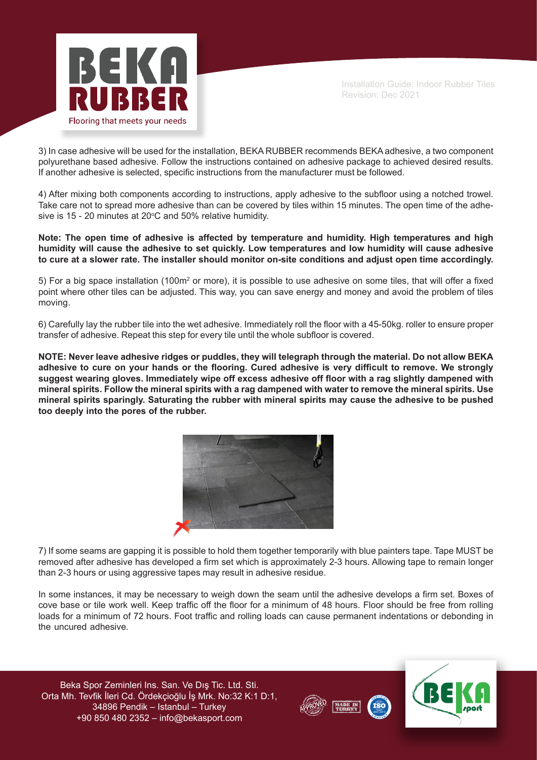3) In case adhesive will be used for the installation, BEKA RUBBER recommends BEKA adhesive, a two component polyurethane based adhesive. Follow the instructions contained on adhesive package to achieved desired results. If another adhesive is selected, specific instructions from the manufacturer must be followed.

4) After mixing both components according to instructions, apply adhesive to the subfloor using a notched trowel. Take care not to spread more adhesive than can be covered by tiles within 15 minutes. The open time of the adhesive is 15 - 20 minutes at 20°C and 50% relative humidity.

**Note: The open time of adhesive is affected by temperature and humidity. High temperatures and high humidity will cause the adhesive to set quickly. Low temperatures and low humidity will cause adhesive to cure at a slower rate. The installer should monitor on-site conditions and adjust open time accordingly.**

5) For a big space installation (100m$^2$ or more), it is possible to use adhesive on some tiles, that will offer a fixed point where other tiles can be adjusted. This way, you can save energy and money and avoid the problem of tiles moving.

6) Carefully lay the rubber tile into the wet adhesive. Immediately roll the floor with a 45-50kg. roller to ensure proper transfer of adhesive. Repeat this step for every tile until the whole subfloor is covered.

**NOTE: Never leave adhesive ridges or puddles, they will telegraph through the material. Do not allow BEKA adhesive to cure on your hands or the flooring. Cured adhesive is very difficult to remove. We strongly suggest wearing gloves. Immediately wipe off excess adhesive off floor with a rag slightly dampened with mineral spirits. Follow the mineral spirits with a rag dampened with water to remove the mineral spirits. Use mineral spirits sparingly. Saturating the rubber with mineral spirits may cause the adhesive to be pushed too deeply into the pores of the rubber.**

7) If some seams are gapping it is possible to hold them together temporarily with blue painters tape. Tape MUST be removed after adhesive has developed a firm set which is approximately 2-3 hours. Allowing tape to remain longer than 2-3 hours or using aggressive tapes may result in adhesive residue.

In some instances, it may be necessary to weigh down the seam until the adhesive develops a firm set. Boxes of cove base or tile work well. Keep traffic off the floor for a minimum of 48 hours. Floor should be free from rolling loads for a minimum of 72 hours. Foot traffic and rolling loads can cause permanent indentations or debonding in the uncured adhesive.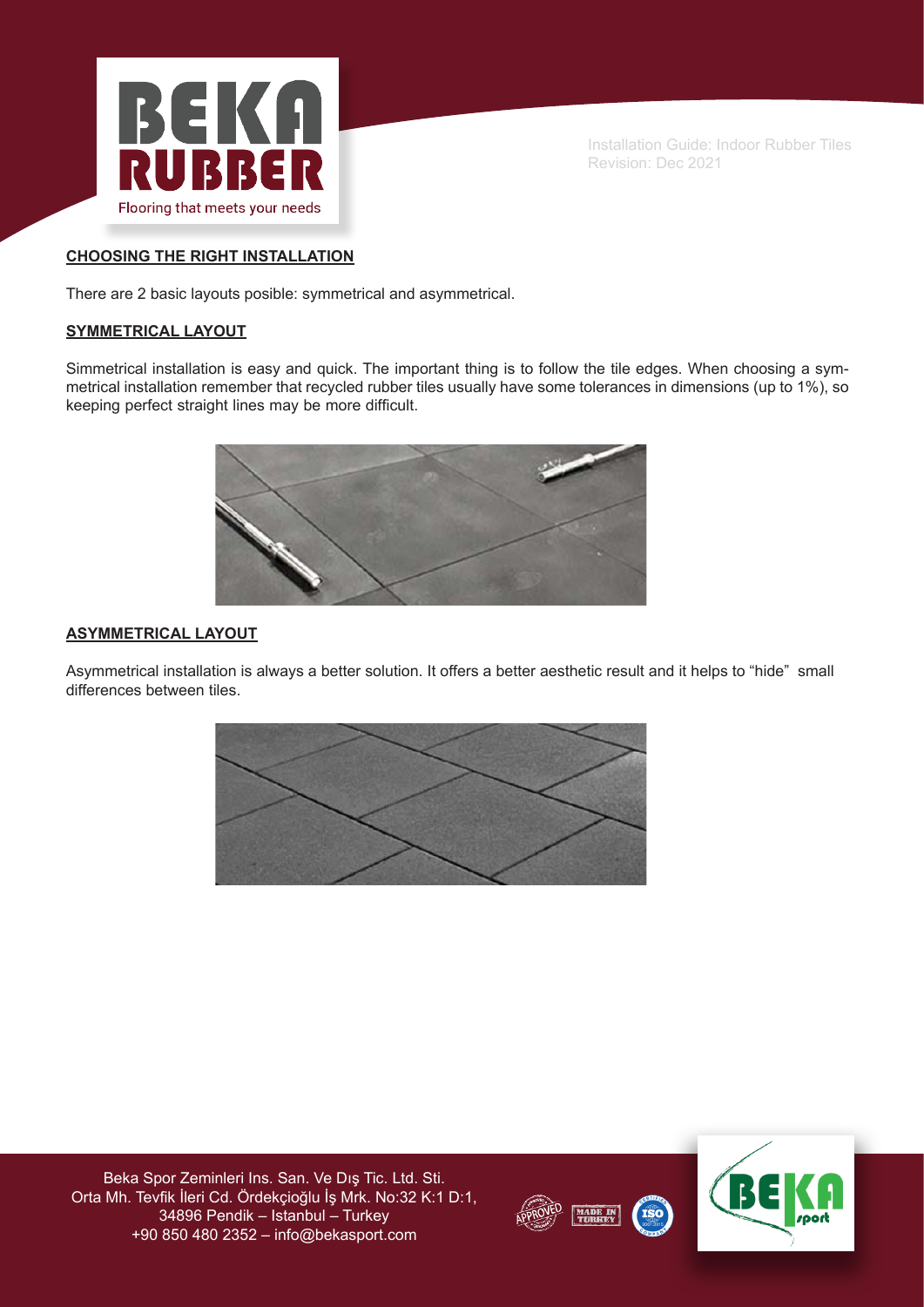## CHOOSING THE RIGHT INSTALLATION

There are 2 basic layouts posible: symmetrical and asymmetrical.

### SYMMETRICAL LAYOUT

Simmetrical installation is easy and quick. The important thing is to follow the tile edges. When choosing a symmetrical installation remember that recycled rubber tiles usually have some tolerances in dimensions (up to 1%), so keeping perfect straight lines may be more difficult.

### ASYMMETRICAL LAYOUT

Asymmetrical installation is always a better solution. It offers a better aesthetic result and it helps to "hide" small differences between tiles.